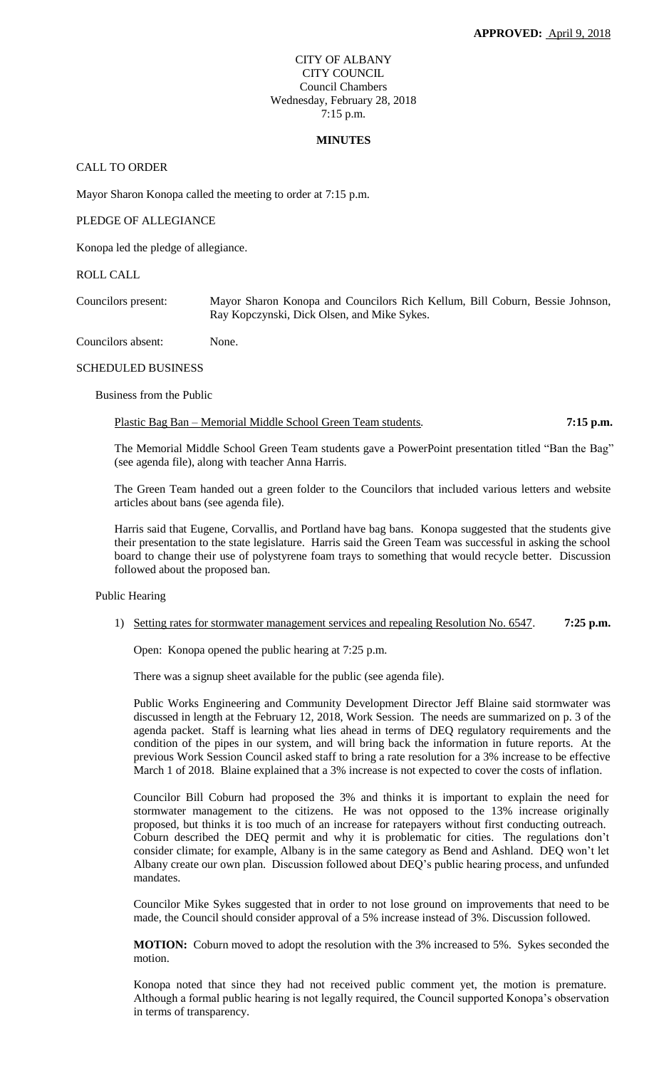**APPROVED:** April 9, 2018

CITY OF ALBANY
CITY COUNCIL
Council Chambers
Wednesday, February 28, 2018
7:15 p.m.

**MINUTES**

CALL TO ORDER

Mayor Sharon Konopa called the meeting to order at 7:15 p.m.

PLEDGE OF ALLEGIANCE

Konopa led the pledge of allegiance.

ROLL CALL

| | |
|---|---|
| Councilors present: | Mayor Sharon Konopa and Councilors Rich Kellum, Bill Coburn, Bessie Johnson, Ray Kopczynski, Dick Olsen, and Mike Sykes. |
| Councilors absent: | None. |

SCHEDULED BUSINESS

Business from the Public

Plastic Bag Ban – Memorial Middle School Green Team students. **7:15 p.m.**

The Memorial Middle School Green Team students gave a PowerPoint presentation titled "Ban the Bag" (see agenda file), along with teacher Anna Harris.

The Green Team handed out a green folder to the Councilors that included various letters and website articles about bans (see agenda file).

Harris said that Eugene, Corvallis, and Portland have bag bans. Konopa suggested that the students give their presentation to the state legislature. Harris said the Green Team was successful in asking the school board to change their use of polystyrene foam trays to something that would recycle better. Discussion followed about the proposed ban.

Public Hearing

1) Setting rates for stormwater management services and repealing Resolution No. 6547. **7:25 p.m.**

Open: Konopa opened the public hearing at 7:25 p.m.

There was a signup sheet available for the public (see agenda file).

Public Works Engineering and Community Development Director Jeff Blaine said stormwater was discussed in length at the February 12, 2018, Work Session. The needs are summarized on p. 3 of the agenda packet. Staff is learning what lies ahead in terms of DEQ regulatory requirements and the condition of the pipes in our system, and will bring back the information in future reports. At the previous Work Session Council asked staff to bring a rate resolution for a 3% increase to be effective March 1 of 2018. Blaine explained that a 3% increase is not expected to cover the costs of inflation.

Councilor Bill Coburn had proposed the 3% and thinks it is important to explain the need for stormwater management to the citizens. He was not opposed to the 13% increase originally proposed, but thinks it is too much of an increase for ratepayers without first conducting outreach. Coburn described the DEQ permit and why it is problematic for cities. The regulations don't consider climate; for example, Albany is in the same category as Bend and Ashland. DEQ won't let Albany create our own plan. Discussion followed about DEQ's public hearing process, and unfunded mandates.

Councilor Mike Sykes suggested that in order to not lose ground on improvements that need to be made, the Council should consider approval of a 5% increase instead of 3%. Discussion followed.

**MOTION:** Coburn moved to adopt the resolution with the 3% increased to 5%. Sykes seconded the motion.

Konopa noted that since they had not received public comment yet, the motion is premature. Although a formal public hearing is not legally required, the Council supported Konopa's observation in terms of transparency.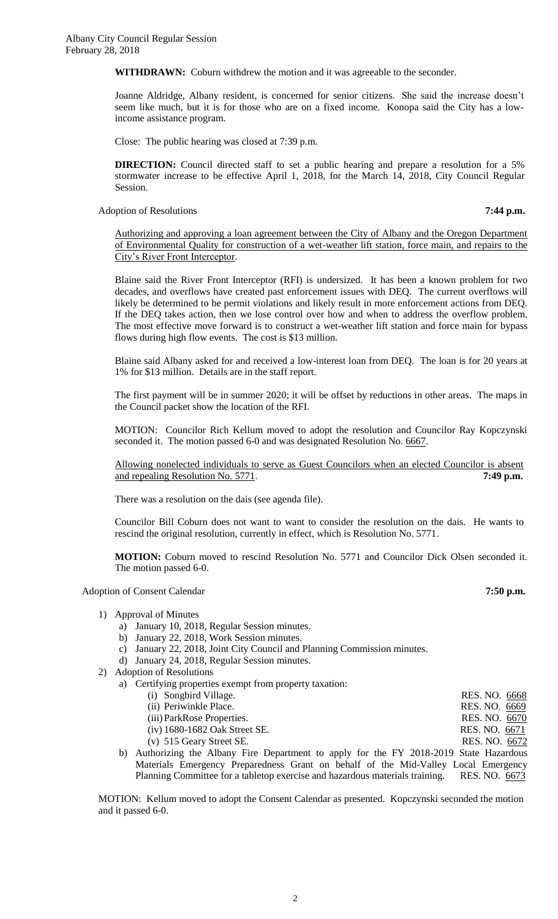**WITHDRAWN:** Coburn withdrew the motion and it was agreeable to the seconder.

Joanne Aldridge, Albany resident, is concerned for senior citizens. She said the increase doesn't seem like much, but it is for those who are on a fixed income. Konopa said the City has a low-income assistance program.

Close: The public hearing was closed at 7:39 p.m.

**DIRECTION:** Council directed staff to set a public hearing and prepare a resolution for a 5% stormwater increase to be effective April 1, 2018, for the March 14, 2018, City Council Regular Session.

Adoption of Resolutions **7:44 p.m.**

Authorizing and approving a loan agreement between the City of Albany and the Oregon Department of Environmental Quality for construction of a wet-weather lift station, force main, and repairs to the City's River Front Interceptor.

Blaine said the River Front Interceptor (RFI) is undersized. It has been a known problem for two decades, and overflows have created past enforcement issues with DEQ. The current overflows will likely be determined to be permit violations and likely result in more enforcement actions from DEQ. If the DEQ takes action, then we lose control over how and when to address the overflow problem. The most effective move forward is to construct a wet-weather lift station and force main for bypass flows during high flow events. The cost is $13 million.

Blaine said Albany asked for and received a low-interest loan from DEQ. The loan is for 20 years at 1% for $13 million. Details are in the staff report.

The first payment will be in summer 2020; it will be offset by reductions in other areas. The maps in the Council packet show the location of the RFI.

MOTION: Councilor Rich Kellum moved to adopt the resolution and Councilor Ray Kopczynski seconded it. The motion passed 6-0 and was designated Resolution No. 6667.

Allowing nonelected individuals to serve as Guest Councilors when an elected Councilor is absent and repealing Resolution No. 5771. **7:49 p.m.**

There was a resolution on the dais (see agenda file).

Councilor Bill Coburn does not want to want to consider the resolution on the dais. He wants to rescind the original resolution, currently in effect, which is Resolution No. 5771.

**MOTION:** Coburn moved to rescind Resolution No. 5771 and Councilor Dick Olsen seconded it. The motion passed 6-0.

Adoption of Consent Calendar **7:50 p.m.**

1) Approval of Minutes
   a) January 10, 2018, Regular Session minutes.
   b) January 22, 2018, Work Session minutes.
   c) January 22, 2018, Joint City Council and Planning Commission minutes.
   d) January 24, 2018, Regular Session minutes.
2) Adoption of Resolutions
   a) Certifying properties exempt from property taxation:
      (i) Songbird Village. RES. NO. 6668
      (ii) Periwinkle Place. RES. NO. 6669
      (iii) ParkRose Properties. RES. NO. 6670
      (iv) 1680-1682 Oak Street SE. RES. NO. 6671
      (v) 515 Geary Street SE. RES. NO. 6672
   b) Authorizing the Albany Fire Department to apply for the FY 2018-2019 State Hazardous Materials Emergency Preparedness Grant on behalf of the Mid-Valley Local Emergency Planning Committee for a tabletop exercise and hazardous materials training. RES. NO. 6673

MOTION: Kellum moved to adopt the Consent Calendar as presented. Kopczynski seconded the motion and it passed 6-0.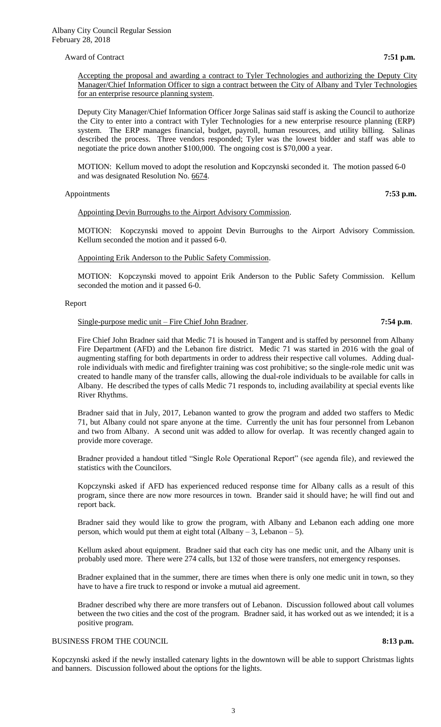Award of Contract **7:51 p.m.**

Accepting the proposal and awarding a contract to Tyler Technologies and authorizing the Deputy City Manager/Chief Information Officer to sign a contract between the City of Albany and Tyler Technologies for an enterprise resource planning system.

Deputy City Manager/Chief Information Officer Jorge Salinas said staff is asking the Council to authorize the City to enter into a contract with Tyler Technologies for a new enterprise resource planning (ERP) system. The ERP manages financial, budget, payroll, human resources, and utility billing. Salinas described the process. Three vendors responded; Tyler was the lowest bidder and staff was able to negotiate the price down another $100,000. The ongoing cost is $70,000 a year.

MOTION: Kellum moved to adopt the resolution and Kopczynski seconded it. The motion passed 6-0 and was designated Resolution No. 6674.

Appointments **7:53 p.m.**

Appointing Devin Burroughs to the Airport Advisory Commission.

MOTION: Kopczynski moved to appoint Devin Burroughs to the Airport Advisory Commission. Kellum seconded the motion and it passed 6-0.

Appointing Erik Anderson to the Public Safety Commission.

MOTION: Kopczynski moved to appoint Erik Anderson to the Public Safety Commission. Kellum seconded the motion and it passed 6-0.

Report

Single-purpose medic unit – Fire Chief John Bradner. **7:54 p.m.**

Fire Chief John Bradner said that Medic 71 is housed in Tangent and is staffed by personnel from Albany Fire Department (AFD) and the Lebanon fire district. Medic 71 was started in 2016 with the goal of augmenting staffing for both departments in order to address their respective call volumes. Adding dual-role individuals with medic and firefighter training was cost prohibitive; so the single-role medic unit was created to handle many of the transfer calls, allowing the dual-role individuals to be available for calls in Albany. He described the types of calls Medic 71 responds to, including availability at special events like River Rhythms.

Bradner said that in July, 2017, Lebanon wanted to grow the program and added two staffers to Medic 71, but Albany could not spare anyone at the time. Currently the unit has four personnel from Lebanon and two from Albany. A second unit was added to allow for overlap. It was recently changed again to provide more coverage.

Bradner provided a handout titled "Single Role Operational Report" (see agenda file), and reviewed the statistics with the Councilors.

Kopczynski asked if AFD has experienced reduced response time for Albany calls as a result of this program, since there are now more resources in town. Brander said it should have; he will find out and report back.

Bradner said they would like to grow the program, with Albany and Lebanon each adding one more person, which would put them at eight total (Albany – 3, Lebanon – 5).

Kellum asked about equipment. Bradner said that each city has one medic unit, and the Albany unit is probably used more. There were 274 calls, but 132 of those were transfers, not emergency responses.

Bradner explained that in the summer, there are times when there is only one medic unit in town, so they have to have a fire truck to respond or invoke a mutual aid agreement.

Bradner described why there are more transfers out of Lebanon. Discussion followed about call volumes between the two cities and the cost of the program. Bradner said, it has worked out as we intended; it is a positive program.

## BUSINESS FROM THE COUNCIL **8:13 p.m.**

Kopczynski asked if the newly installed catenary lights in the downtown will be able to support Christmas lights and banners. Discussion followed about the options for the lights.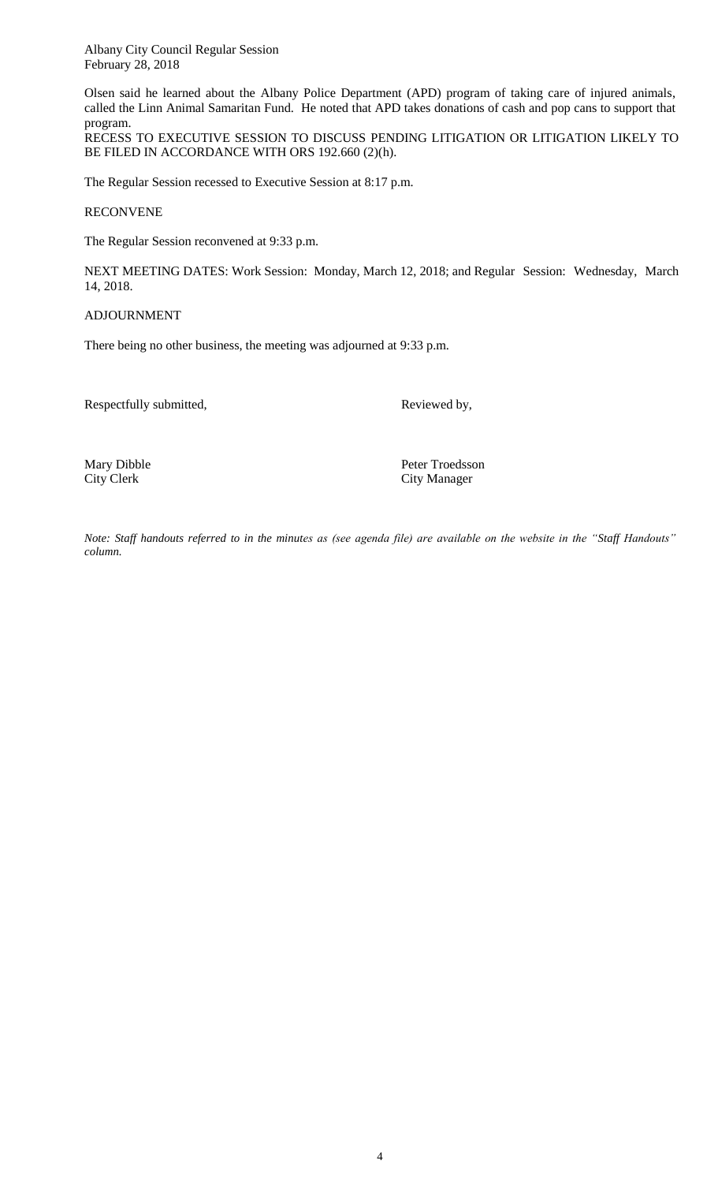Olsen said he learned about the Albany Police Department (APD) program of taking care of injured animals, called the Linn Animal Samaritan Fund. He noted that APD takes donations of cash and pop cans to support that program.

RECESS TO EXECUTIVE SESSION TO DISCUSS PENDING LITIGATION OR LITIGATION LIKELY TO BE FILED IN ACCORDANCE WITH ORS 192.660 (2)(h).

The Regular Session recessed to Executive Session at 8:17 p.m.

RECONVENE

The Regular Session reconvened at 9:33 p.m.

NEXT MEETING DATES: Work Session: Monday, March 12, 2018; and Regular Session: Wednesday, March 14, 2018.

ADJOURNMENT

There being no other business, the meeting was adjourned at 9:33 p.m.

Respectfully submitted,

Mary Dibble
City Clerk

Reviewed by,

Peter Troedsson
City Manager

*Note: Staff handouts referred to in the minutes as (see agenda file) are available on the website in the "Staff Handouts" column.*